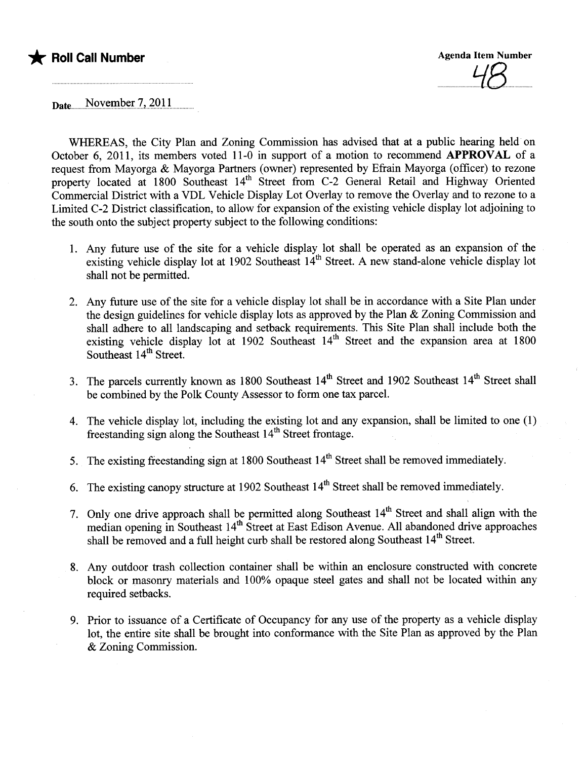★ **Roll Call Number**

Agenda Item Number

48

Date November 7, 2011

WHEREAS, the City Plan and Zoning Commission has advised that at a public hearing held on October 6, 2011, its members voted 11-0 in support of a motion to recommend **APPROVAL** of a request from Mayorga & Mayorga Partners (owner) represented by Efrain Mayorga (officer) to rezone property located at 1800 Southeast 14th Street from C-2 General Retail and Highway Oriented Commercial District with a VDL Vehicle Display Lot Overlay to remove the Overlay and to rezone to a Limited C-2 District classification, to allow for expansion of the existing vehicle display lot adjoining to the south onto the subject property subject to the following conditions:

1. Any future use of the site for a vehicle display lot shall be operated as an expansion of the existing vehicle display lot at 1902 Southeast 14th Street. A new stand-alone vehicle display lot shall not be permitted.

2. Any future use of the site for a vehicle display lot shall be in accordance with a Site Plan under the design guidelines for vehicle display lots as approved by the Plan & Zoning Commission and shall adhere to all landscaping and setback requirements. This Site Plan shall include both the existing vehicle display lot at 1902 Southeast 14th Street and the expansion area at 1800 Southeast 14th Street.

3. The parcels currently known as 1800 Southeast 14th Street and 1902 Southeast 14th Street shall be combined by the Polk County Assessor to form one tax parcel.

4. The vehicle display lot, including the existing lot and any expansion, shall be limited to one (1) freestanding sign along the Southeast 14th Street frontage.

5. The existing freestanding sign at 1800 Southeast 14th Street shall be removed immediately.

6. The existing canopy structure at 1902 Southeast 14th Street shall be removed immediately.

7. Only one drive approach shall be permitted along Southeast 14th Street and shall align with the median opening in Southeast 14th Street at East Edison Avenue. All abandoned drive approaches shall be removed and a full height curb shall be restored along Southeast 14th Street.

8. Any outdoor trash collection container shall be within an enclosure constructed with concrete block or masonry materials and 100% opaque steel gates and shall not be located within any required setbacks.

9. Prior to issuance of a Certificate of Occupancy for any use of the property as a vehicle display lot, the entire site shall be brought into conformance with the Site Plan as approved by the Plan & Zoning Commission.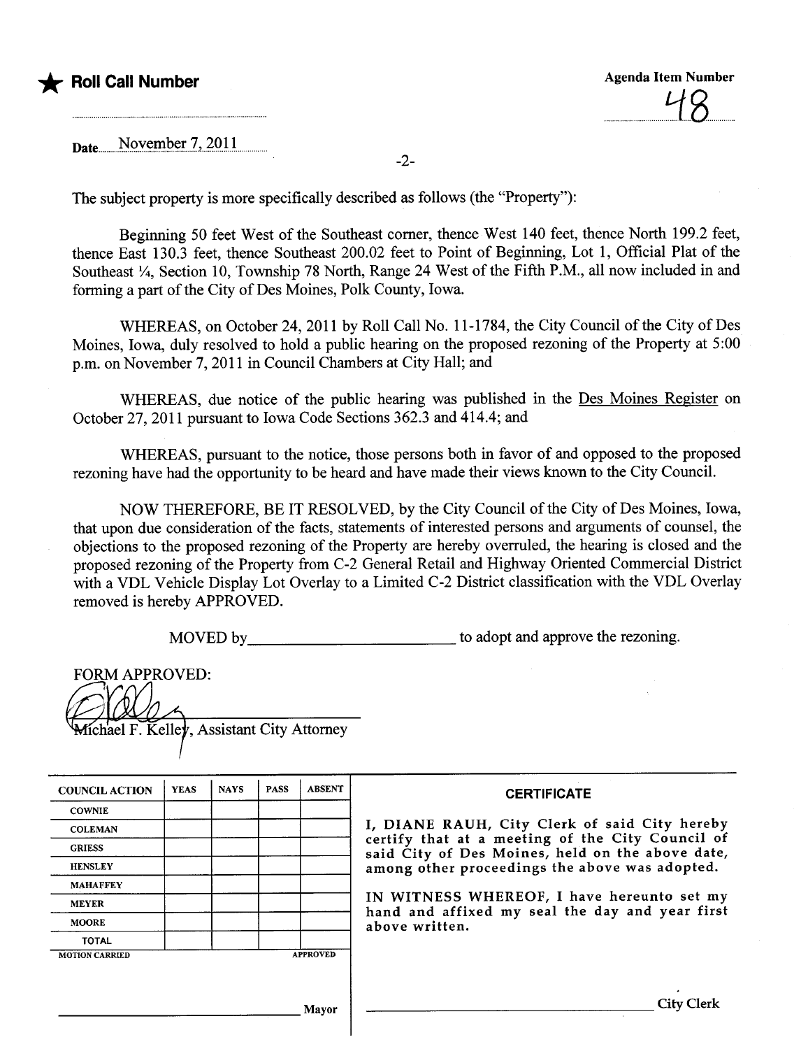★ **Roll Call Number**

Agenda Item Number

48

Date November 7, 2011

The subject property is more specifically described as follows (the "Property"):

Beginning 50 feet West of the Southeast corner, thence West 140 feet, thence North 199.2 feet, thence East 130.3 feet, thence Southeast 200.02 feet to Point of Beginning, Lot 1, Official Plat of the Southeast ¼, Section 10, Township 78 North, Range 24 West of the Fifth P.M., all now included in and forming a part of the City of Des Moines, Polk County, Iowa.

WHEREAS, on October 24, 2011 by Roll Call No. 11-1784, the City Council of the City of Des Moines, Iowa, duly resolved to hold a public hearing on the proposed rezoning of the Property at 5:00 p.m. on November 7, 2011 in Council Chambers at City Hall; and

WHEREAS, due notice of the public hearing was published in the Des Moines Register on October 27, 2011 pursuant to Iowa Code Sections 362.3 and 414.4; and

WHEREAS, pursuant to the notice, those persons both in favor of and opposed to the proposed rezoning have had the opportunity to be heard and have made their views known to the City Council.

NOW THEREFORE, BE IT RESOLVED, by the City Council of the City of Des Moines, Iowa, that upon due consideration of the facts, statements of interested persons and arguments of counsel, the objections to the proposed rezoning of the Property are hereby overruled, the hearing is closed and the proposed rezoning of the Property from C-2 General Retail and Highway Oriented Commercial District with a VDL Vehicle Display Lot Overlay to a Limited C-2 District classification with the VDL Overlay removed is hereby APPROVED.

MOVED by\_\_\_\_\_\_\_\_\_\_\_\_\_\_\_\_\_\_\_\_\_\_\_\_\_ to adopt and approve the rezoning.

FORM APPROVED:

Michael F. Kelley, Assistant City Attorney

| COUNCIL ACTION | YEAS | NAYS | PASS | ABSENT |
|---|---|---|---|---|
| COWNIE | | | | |
| COLEMAN | | | | |
| GRIESS | | | | |
| HENSLEY | | | | |
| MAHAFFEY | | | | |
| MEYER | | | | |
| MOORE | | | | |
| TOTAL | | | | |
| MOTION CARRIED | | | | APPROVED |

\_\_\_\_\_\_\_\_\_\_\_\_\_\_\_\_\_\_\_\_\_\_\_\_\_ Mayor

**CERTIFICATE**

I, DIANE RAUH, City Clerk of said City hereby certify that at a meeting of the City Council of said City of Des Moines, held on the above date, among other proceedings the above was adopted.

IN WITNESS WHEREOF, I have hereunto set my hand and affixed my seal the day and year first above written.

\_\_\_\_\_\_\_\_\_\_\_\_\_\_\_\_\_\_\_\_\_\_\_\_\_ City Clerk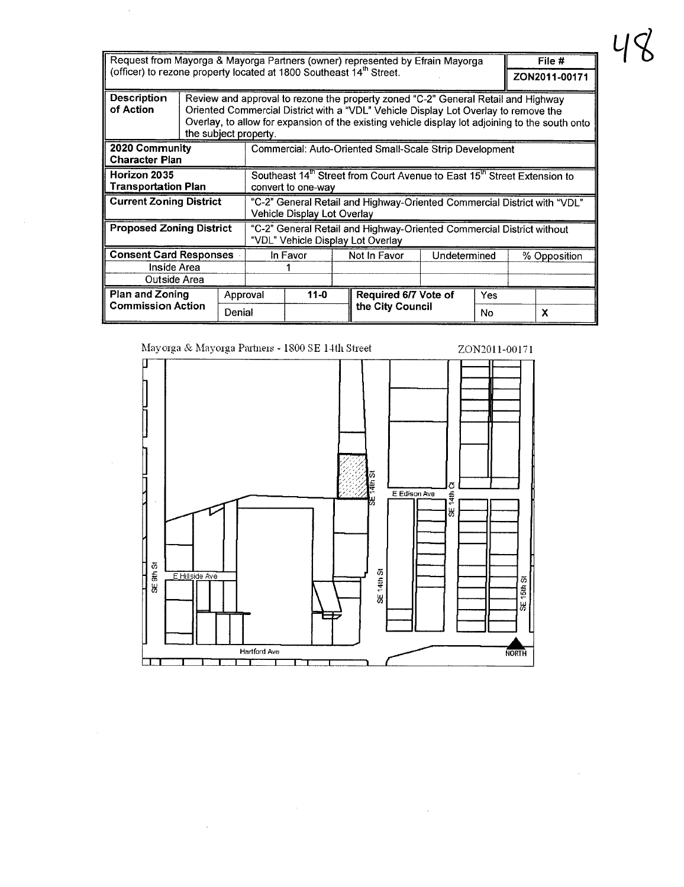| Request from Mayorga & Mayorga Partners (owner) represented by Efrain Mayorga (officer) to rezone property located at 1800 Southeast 14th Street. | | | | | | | File # |
|---|---|---|---|---|---|---|---|
| | | | | | | | ZON2011-00171 |
| **Description of Action** | Review and approval to rezone the property zoned "C-2" General Retail and Highway Oriented Commercial District with a "VDL" Vehicle Display Lot Overlay to remove the Overlay, to allow for expansion of the existing vehicle display lot adjoining to the south onto the subject property. | | | | | | |
| **2020 Community Character Plan** | Commercial: Auto-Oriented Small-Scale Strip Development | | | | | | |
| **Horizon 2035 Transportation Plan** | Southeast 14th Street from Court Avenue to East 15th Street Extension to convert to one-way | | | | | | |
| **Current Zoning District** | "C-2" General Retail and Highway-Oriented Commercial District with "VDL" Vehicle Display Lot Overlay | | | | | | |
| **Proposed Zoning District** | "C-2" General Retail and Highway-Oriented Commercial District without "VDL" Vehicle Display Lot Overlay | | | | | | |
| **Consent Card Responses** | | In Favor | Not In Favor | Undetermined | | % Opposition | |
| Inside Area | | 1 | | | | | |
| Outside Area | | | | | | | |
| **Plan and Zoning Commission Action** | Approval | 11-0 | **Required 6/7 Vote of the City Council** | | Yes | | |
| | Denial | | | | No | X | |

Mayorga & Mayorga Partners - 1800 SE 14th Street

ZON2011-00171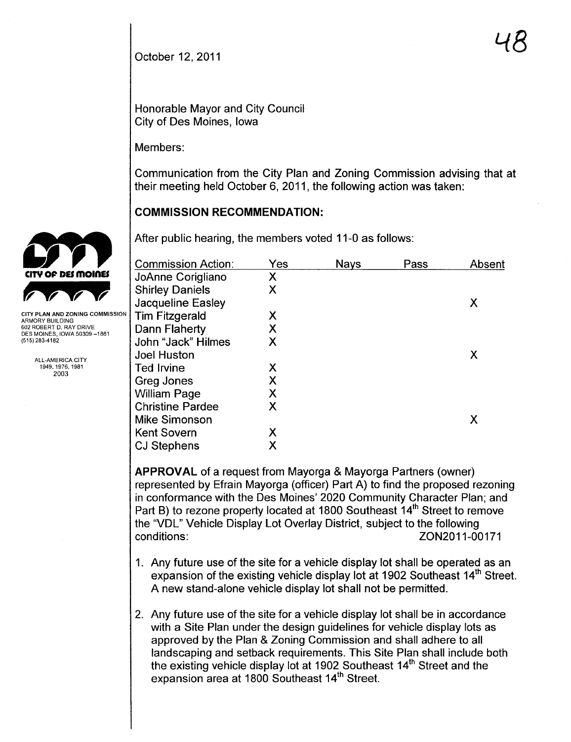48

October 12, 2011

Honorable Mayor and City Council
City of Des Moines, Iowa

Members:

Communication from the City Plan and Zoning Commission advising that at their meeting held October 6, 2011, the following action was taken:

CITY PLAN AND ZONING COMMISSION
ARMORY BUILDING
602 ROBERT D. RAY DRIVE
DES MOINES, IOWA 50309-1881
(515) 283-4182

ALL-AMERICA CITY
1949, 1976, 1981
2003

## COMMISSION RECOMMENDATION:

After public hearing, the members voted 11-0 as follows:

| Commission Action: | Yes | Nays | Pass | Absent |
|---|---|---|---|---|
| JoAnne Corigliano | X | | | |
| Shirley Daniels | X | | | |
| Jacqueline Easley | | | | X |
| Tim Fitzgerald | X | | | |
| Dann Flaherty | X | | | |
| John "Jack" Hilmes | X | | | |
| Joel Huston | | | | X |
| Ted Irvine | X | | | |
| Greg Jones | X | | | |
| William Page | X | | | |
| Christine Pardee | X | | | |
| Mike Simonson | | | | X |
| Kent Sovern | X | | | |
| CJ Stephens | X | | | |

**APPROVAL** of a request from Mayorga & Mayorga Partners (owner) represented by Efrain Mayorga (officer) Part A) to find the proposed rezoning in conformance with the Des Moines' 2020 Community Character Plan; and Part B) to rezone property located at 1800 Southeast 14th Street to remove the "VDL" Vehicle Display Lot Overlay District, subject to the following conditions: ZON2011-00171

1. Any future use of the site for a vehicle display lot shall be operated as an expansion of the existing vehicle display lot at 1902 Southeast 14th Street. A new stand-alone vehicle display lot shall not be permitted.

2. Any future use of the site for a vehicle display lot shall be in accordance with a Site Plan under the design guidelines for vehicle display lots as approved by the Plan & Zoning Commission and shall adhere to all landscaping and setback requirements. This Site Plan shall include both the existing vehicle display lot at 1902 Southeast 14th Street and the expansion area at 1800 Southeast 14th Street.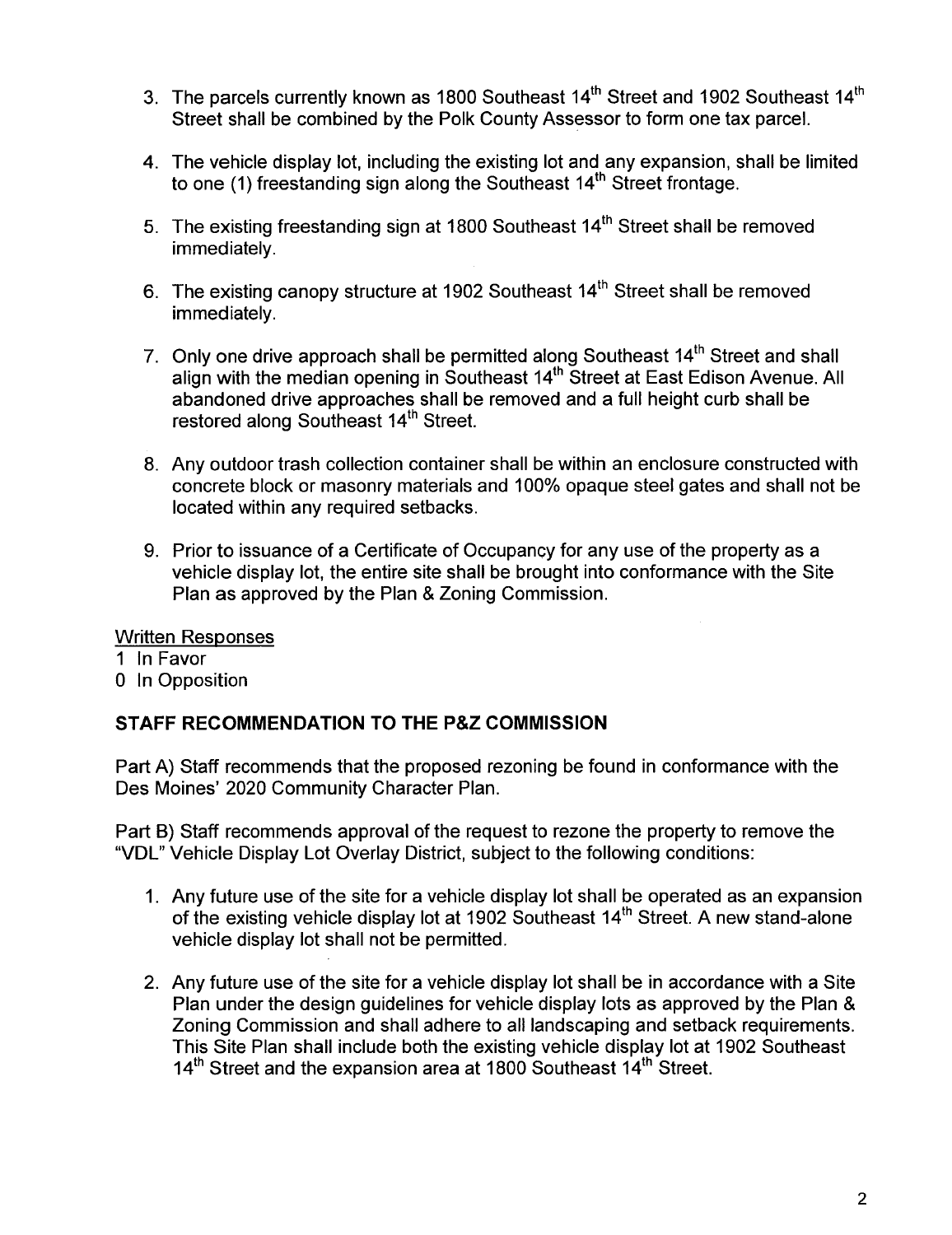3. The parcels currently known as 1800 Southeast 14th Street and 1902 Southeast 14th Street shall be combined by the Polk County Assessor to form one tax parcel.

4. The vehicle display lot, including the existing lot and any expansion, shall be limited to one (1) freestanding sign along the Southeast 14th Street frontage.

5. The existing freestanding sign at 1800 Southeast 14th Street shall be removed immediately.

6. The existing canopy structure at 1902 Southeast 14th Street shall be removed immediately.

7. Only one drive approach shall be permitted along Southeast 14th Street and shall align with the median opening in Southeast 14th Street at East Edison Avenue. All abandoned drive approaches shall be removed and a full height curb shall be restored along Southeast 14th Street.

8. Any outdoor trash collection container shall be within an enclosure constructed with concrete block or masonry materials and 100% opaque steel gates and shall not be located within any required setbacks.

9. Prior to issuance of a Certificate of Occupancy for any use of the property as a vehicle display lot, the entire site shall be brought into conformance with the Site Plan as approved by the Plan & Zoning Commission.

Written Responses
1 In Favor
0 In Opposition

**STAFF RECOMMENDATION TO THE P&Z COMMISSION**

Part A) Staff recommends that the proposed rezoning be found in conformance with the Des Moines' 2020 Community Character Plan.

Part B) Staff recommends approval of the request to rezone the property to remove the "VDL" Vehicle Display Lot Overlay District, subject to the following conditions:

1. Any future use of the site for a vehicle display lot shall be operated as an expansion of the existing vehicle display lot at 1902 Southeast 14th Street. A new stand-alone vehicle display lot shall not be permitted.

2. Any future use of the site for a vehicle display lot shall be in accordance with a Site Plan under the design guidelines for vehicle display lots as approved by the Plan & Zoning Commission and shall adhere to all landscaping and setback requirements. This Site Plan shall include both the existing vehicle display lot at 1902 Southeast 14th Street and the expansion area at 1800 Southeast 14th Street.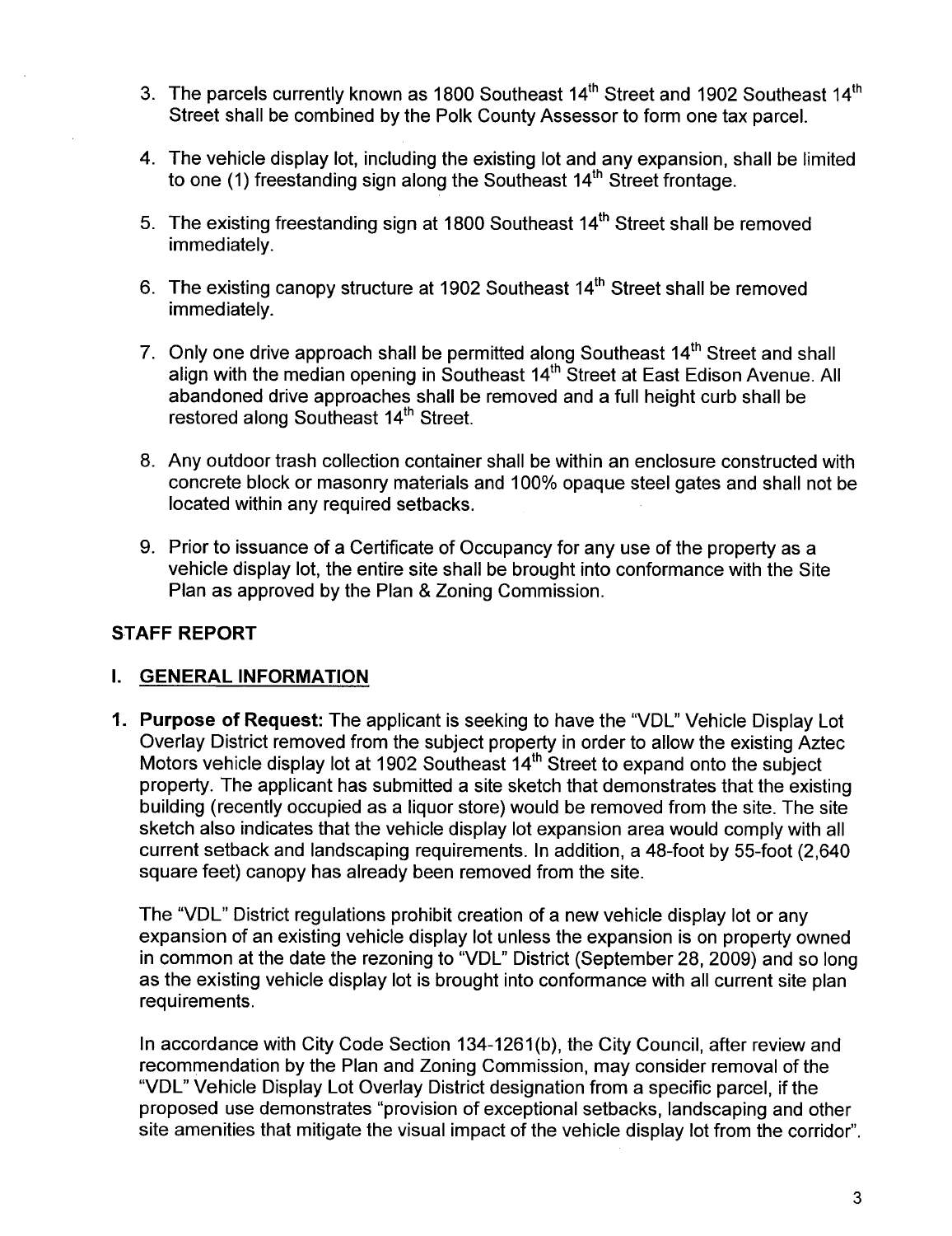3. The parcels currently known as 1800 Southeast 14th Street and 1902 Southeast 14th Street shall be combined by the Polk County Assessor to form one tax parcel.

4. The vehicle display lot, including the existing lot and any expansion, shall be limited to one (1) freestanding sign along the Southeast 14th Street frontage.

5. The existing freestanding sign at 1800 Southeast 14th Street shall be removed immediately.

6. The existing canopy structure at 1902 Southeast 14th Street shall be removed immediately.

7. Only one drive approach shall be permitted along Southeast 14th Street and shall align with the median opening in Southeast 14th Street at East Edison Avenue. All abandoned drive approaches shall be removed and a full height curb shall be restored along Southeast 14th Street.

8. Any outdoor trash collection container shall be within an enclosure constructed with concrete block or masonry materials and 100% opaque steel gates and shall not be located within any required setbacks.

9. Prior to issuance of a Certificate of Occupancy for any use of the property as a vehicle display lot, the entire site shall be brought into conformance with the Site Plan as approved by the Plan & Zoning Commission.

## STAFF REPORT

### I. GENERAL INFORMATION

1. **Purpose of Request:** The applicant is seeking to have the "VDL" Vehicle Display Lot Overlay District removed from the subject property in order to allow the existing Aztec Motors vehicle display lot at 1902 Southeast 14th Street to expand onto the subject property. The applicant has submitted a site sketch that demonstrates that the existing building (recently occupied as a liquor store) would be removed from the site. The site sketch also indicates that the vehicle display lot expansion area would comply with all current setback and landscaping requirements. In addition, a 48-foot by 55-foot (2,640 square feet) canopy has already been removed from the site.

   The "VDL" District regulations prohibit creation of a new vehicle display lot or any expansion of an existing vehicle display lot unless the expansion is on property owned in common at the date the rezoning to "VDL" District (September 28, 2009) and so long as the existing vehicle display lot is brought into conformance with all current site plan requirements.

   In accordance with City Code Section 134-1261(b), the City Council, after review and recommendation by the Plan and Zoning Commission, may consider removal of the "VDL" Vehicle Display Lot Overlay District designation from a specific parcel, if the proposed use demonstrates "provision of exceptional setbacks, landscaping and other site amenities that mitigate the visual impact of the vehicle display lot from the corridor".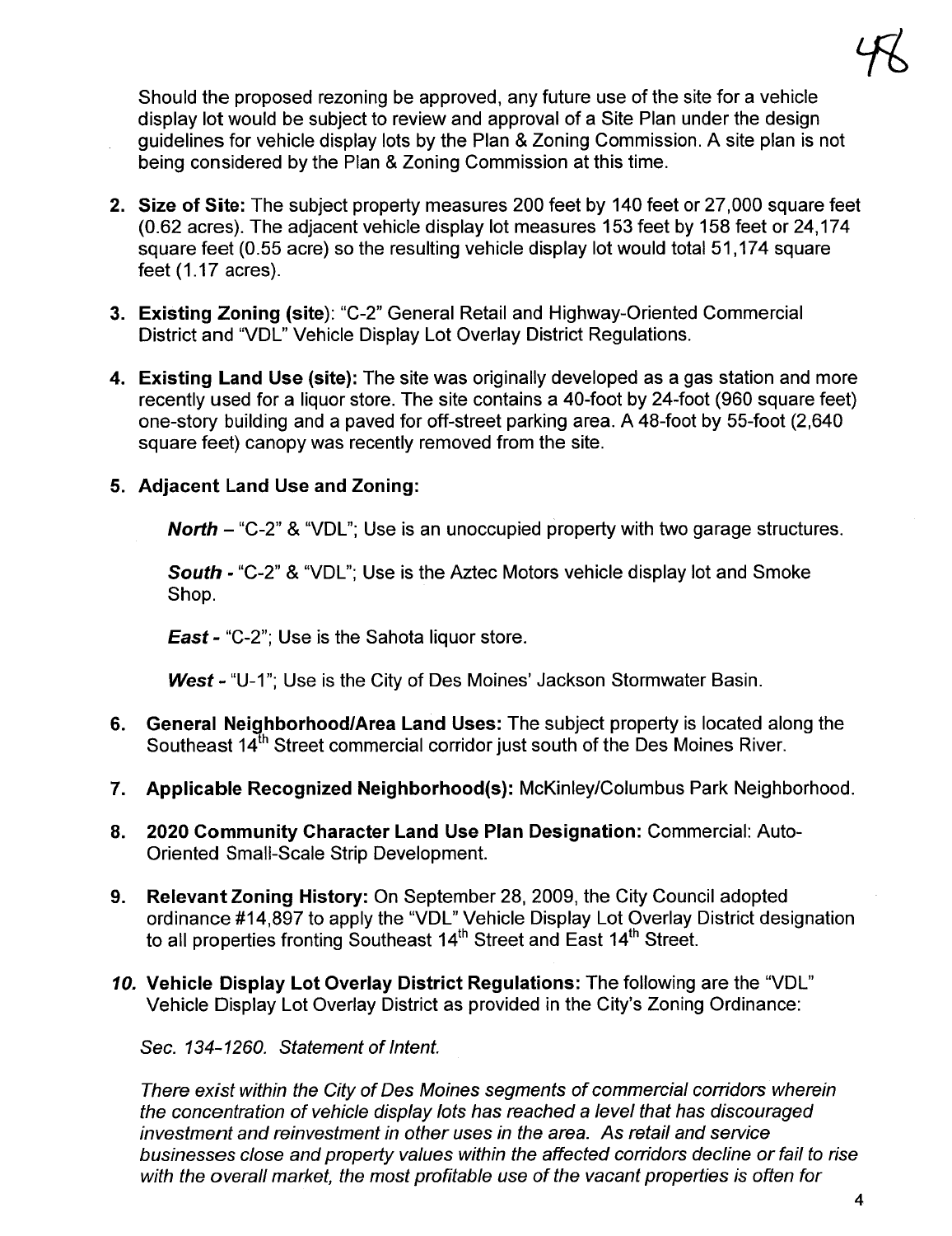Should the proposed rezoning be approved, any future use of the site for a vehicle display lot would be subject to review and approval of a Site Plan under the design guidelines for vehicle display lots by the Plan & Zoning Commission. A site plan is not being considered by the Plan & Zoning Commission at this time.

2. **Size of Site:** The subject property measures 200 feet by 140 feet or 27,000 square feet (0.62 acres). The adjacent vehicle display lot measures 153 feet by 158 feet or 24,174 square feet (0.55 acre) so the resulting vehicle display lot would total 51,174 square feet (1.17 acres).

3. **Existing Zoning (site)**: "C-2" General Retail and Highway-Oriented Commercial District and "VDL" Vehicle Display Lot Overlay District Regulations.

4. **Existing Land Use (site):** The site was originally developed as a gas station and more recently used for a liquor store. The site contains a 40-foot by 24-foot (960 square feet) one-story building and a paved for off-street parking area. A 48-foot by 55-foot (2,640 square feet) canopy was recently removed from the site.

5. **Adjacent Land Use and Zoning:**

   ***North*** – "C-2" & "VDL"; Use is an unoccupied property with two garage structures.

   ***South*** - "C-2" & "VDL"; Use is the Aztec Motors vehicle display lot and Smoke Shop.

   ***East*** - "C-2"; Use is the Sahota liquor store.

   ***West*** - "U-1"; Use is the City of Des Moines' Jackson Stormwater Basin.

6. **General Neighborhood/Area Land Uses:** The subject property is located along the Southeast 14th Street commercial corridor just south of the Des Moines River.

7. **Applicable Recognized Neighborhood(s):** McKinley/Columbus Park Neighborhood.

8. **2020 Community Character Land Use Plan Designation:** Commercial: Auto-Oriented Small-Scale Strip Development.

9. **Relevant Zoning History:** On September 28, 2009, the City Council adopted ordinance #14,897 to apply the "VDL" Vehicle Display Lot Overlay District designation to all properties fronting Southeast 14th Street and East 14th Street.

10. **Vehicle Display Lot Overlay District Regulations:** The following are the "VDL" Vehicle Display Lot Overlay District as provided in the City's Zoning Ordinance:

    *Sec. 134-1260. Statement of Intent.*

    *There exist within the City of Des Moines segments of commercial corridors wherein the concentration of vehicle display lots has reached a level that has discouraged investment and reinvestment in other uses in the area. As retail and service businesses close and property values within the affected corridors decline or fail to rise with the overall market, the most profitable use of the vacant properties is often for*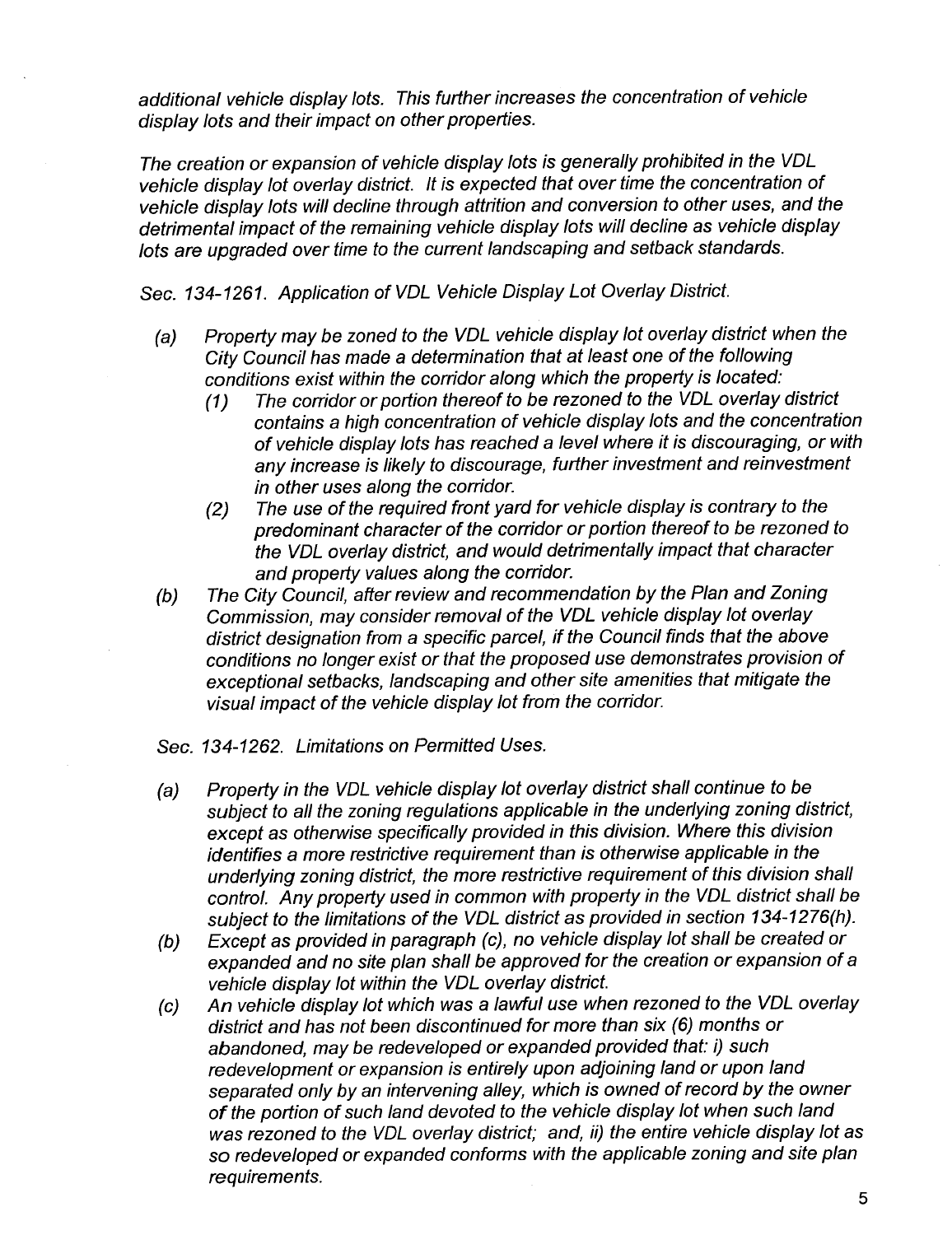*additional vehicle display lots. This further increases the concentration of vehicle display lots and their impact on other properties.*

*The creation or expansion of vehicle display lots is generally prohibited in the VDL vehicle display lot overlay district. It is expected that over time the concentration of vehicle display lots will decline through attrition and conversion to other uses, and the detrimental impact of the remaining vehicle display lots will decline as vehicle display lots are upgraded over time to the current landscaping and setback standards.*

*Sec. 134-1261. Application of VDL Vehicle Display Lot Overlay District.*

*(a) Property may be zoned to the VDL vehicle display lot overlay district when the City Council has made a determination that at least one of the following conditions exist within the corridor along which the property is located:*

*(1) The corridor or portion thereof to be rezoned to the VDL overlay district contains a high concentration of vehicle display lots and the concentration of vehicle display lots has reached a level where it is discouraging, or with any increase is likely to discourage, further investment and reinvestment in other uses along the corridor.*

*(2) The use of the required front yard for vehicle display is contrary to the predominant character of the corridor or portion thereof to be rezoned to the VDL overlay district, and would detrimentally impact that character and property values along the corridor.*

*(b) The City Council, after review and recommendation by the Plan and Zoning Commission, may consider removal of the VDL vehicle display lot overlay district designation from a specific parcel, if the Council finds that the above conditions no longer exist or that the proposed use demonstrates provision of exceptional setbacks, landscaping and other site amenities that mitigate the visual impact of the vehicle display lot from the corridor.*

*Sec. 134-1262. Limitations on Permitted Uses.*

*(a) Property in the VDL vehicle display lot overlay district shall continue to be subject to all the zoning regulations applicable in the underlying zoning district, except as otherwise specifically provided in this division. Where this division identifies a more restrictive requirement than is otherwise applicable in the underlying zoning district, the more restrictive requirement of this division shall control. Any property used in common with property in the VDL district shall be subject to the limitations of the VDL district as provided in section 134-1276(h).*

*(b) Except as provided in paragraph (c), no vehicle display lot shall be created or expanded and no site plan shall be approved for the creation or expansion of a vehicle display lot within the VDL overlay district.*

*(c) An vehicle display lot which was a lawful use when rezoned to the VDL overlay district and has not been discontinued for more than six (6) months or abandoned, may be redeveloped or expanded provided that: i) such redevelopment or expansion is entirely upon adjoining land or upon land separated only by an intervening alley, which is owned of record by the owner of the portion of such land devoted to the vehicle display lot when such land was rezoned to the VDL overlay district; and, ii) the entire vehicle display lot as so redeveloped or expanded conforms with the applicable zoning and site plan requirements.*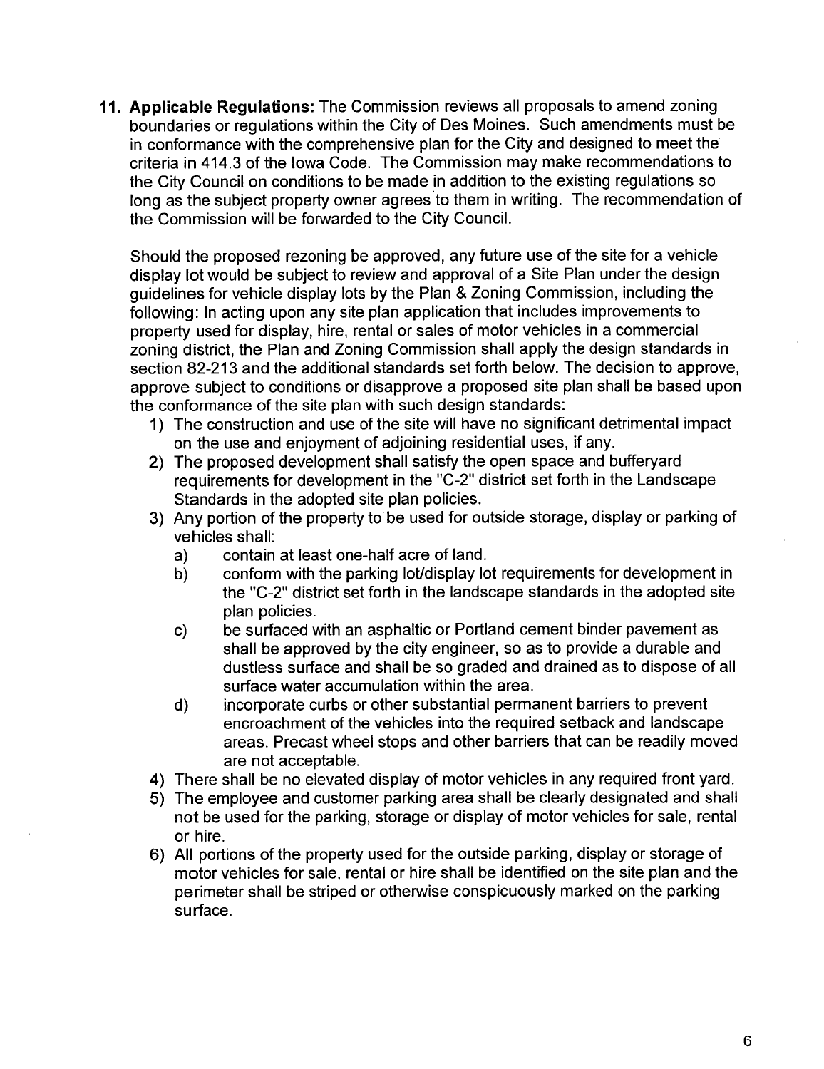**11. Applicable Regulations:** The Commission reviews all proposals to amend zoning boundaries or regulations within the City of Des Moines. Such amendments must be in conformance with the comprehensive plan for the City and designed to meet the criteria in 414.3 of the Iowa Code. The Commission may make recommendations to the City Council on conditions to be made in addition to the existing regulations so long as the subject property owner agrees to them in writing. The recommendation of the Commission will be forwarded to the City Council.

Should the proposed rezoning be approved, any future use of the site for a vehicle display lot would be subject to review and approval of a Site Plan under the design guidelines for vehicle display lots by the Plan & Zoning Commission, including the following: In acting upon any site plan application that includes improvements to property used for display, hire, rental or sales of motor vehicles in a commercial zoning district, the Plan and Zoning Commission shall apply the design standards in section 82-213 and the additional standards set forth below. The decision to approve, approve subject to conditions or disapprove a proposed site plan shall be based upon the conformance of the site plan with such design standards:

1) The construction and use of the site will have no significant detrimental impact on the use and enjoyment of adjoining residential uses, if any.
2) The proposed development shall satisfy the open space and bufferyard requirements for development in the "C-2" district set forth in the Landscape Standards in the adopted site plan policies.
3) Any portion of the property to be used for outside storage, display or parking of vehicles shall:
   a) contain at least one-half acre of land.
   b) conform with the parking lot/display lot requirements for development in the "C-2" district set forth in the landscape standards in the adopted site plan policies.
   c) be surfaced with an asphaltic or Portland cement binder pavement as shall be approved by the city engineer, so as to provide a durable and dustless surface and shall be so graded and drained as to dispose of all surface water accumulation within the area.
   d) incorporate curbs or other substantial permanent barriers to prevent encroachment of the vehicles into the required setback and landscape areas. Precast wheel stops and other barriers that can be readily moved are not acceptable.
4) There shall be no elevated display of motor vehicles in any required front yard.
5) The employee and customer parking area shall be clearly designated and shall not be used for the parking, storage or display of motor vehicles for sale, rental or hire.
6) All portions of the property used for the outside parking, display or storage of motor vehicles for sale, rental or hire shall be identified on the site plan and the perimeter shall be striped or otherwise conspicuously marked on the parking surface.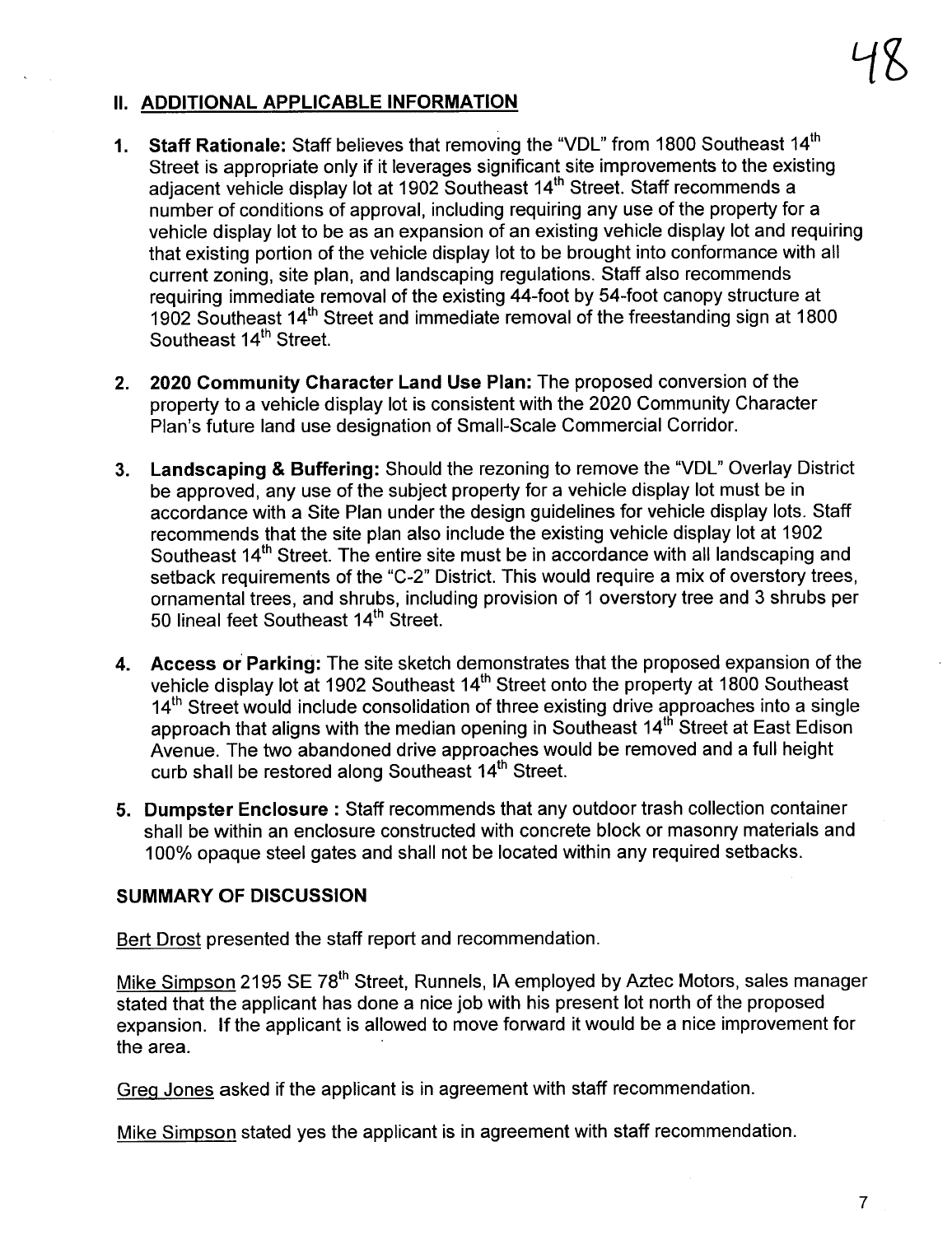## II. ADDITIONAL APPLICABLE INFORMATION

1. **Staff Rationale:** Staff believes that removing the "VDL" from 1800 Southeast 14th Street is appropriate only if it leverages significant site improvements to the existing adjacent vehicle display lot at 1902 Southeast 14th Street. Staff recommends a number of conditions of approval, including requiring any use of the property for a vehicle display lot to be as an expansion of an existing vehicle display lot and requiring that existing portion of the vehicle display lot to be brought into conformance with all current zoning, site plan, and landscaping regulations. Staff also recommends requiring immediate removal of the existing 44-foot by 54-foot canopy structure at 1902 Southeast 14th Street and immediate removal of the freestanding sign at 1800 Southeast 14th Street.

2. **2020 Community Character Land Use Plan:** The proposed conversion of the property to a vehicle display lot is consistent with the 2020 Community Character Plan's future land use designation of Small-Scale Commercial Corridor.

3. **Landscaping & Buffering:** Should the rezoning to remove the "VDL" Overlay District be approved, any use of the subject property for a vehicle display lot must be in accordance with a Site Plan under the design guidelines for vehicle display lots. Staff recommends that the site plan also include the existing vehicle display lot at 1902 Southeast 14th Street. The entire site must be in accordance with all landscaping and setback requirements of the "C-2" District. This would require a mix of overstory trees, ornamental trees, and shrubs, including provision of 1 overstory tree and 3 shrubs per 50 lineal feet Southeast 14th Street.

4. **Access or Parking:** The site sketch demonstrates that the proposed expansion of the vehicle display lot at 1902 Southeast 14th Street onto the property at 1800 Southeast 14th Street would include consolidation of three existing drive approaches into a single approach that aligns with the median opening in Southeast 14th Street at East Edison Avenue. The two abandoned drive approaches would be removed and a full height curb shall be restored along Southeast 14th Street.

5. **Dumpster Enclosure :** Staff recommends that any outdoor trash collection container shall be within an enclosure constructed with concrete block or masonry materials and 100% opaque steel gates and shall not be located within any required setbacks.

## SUMMARY OF DISCUSSION

Bert Drost presented the staff report and recommendation.

Mike Simpson 2195 SE 78th Street, Runnels, IA employed by Aztec Motors, sales manager stated that the applicant has done a nice job with his present lot north of the proposed expansion. If the applicant is allowed to move forward it would be a nice improvement for the area.

Greg Jones asked if the applicant is in agreement with staff recommendation.

Mike Simpson stated yes the applicant is in agreement with staff recommendation.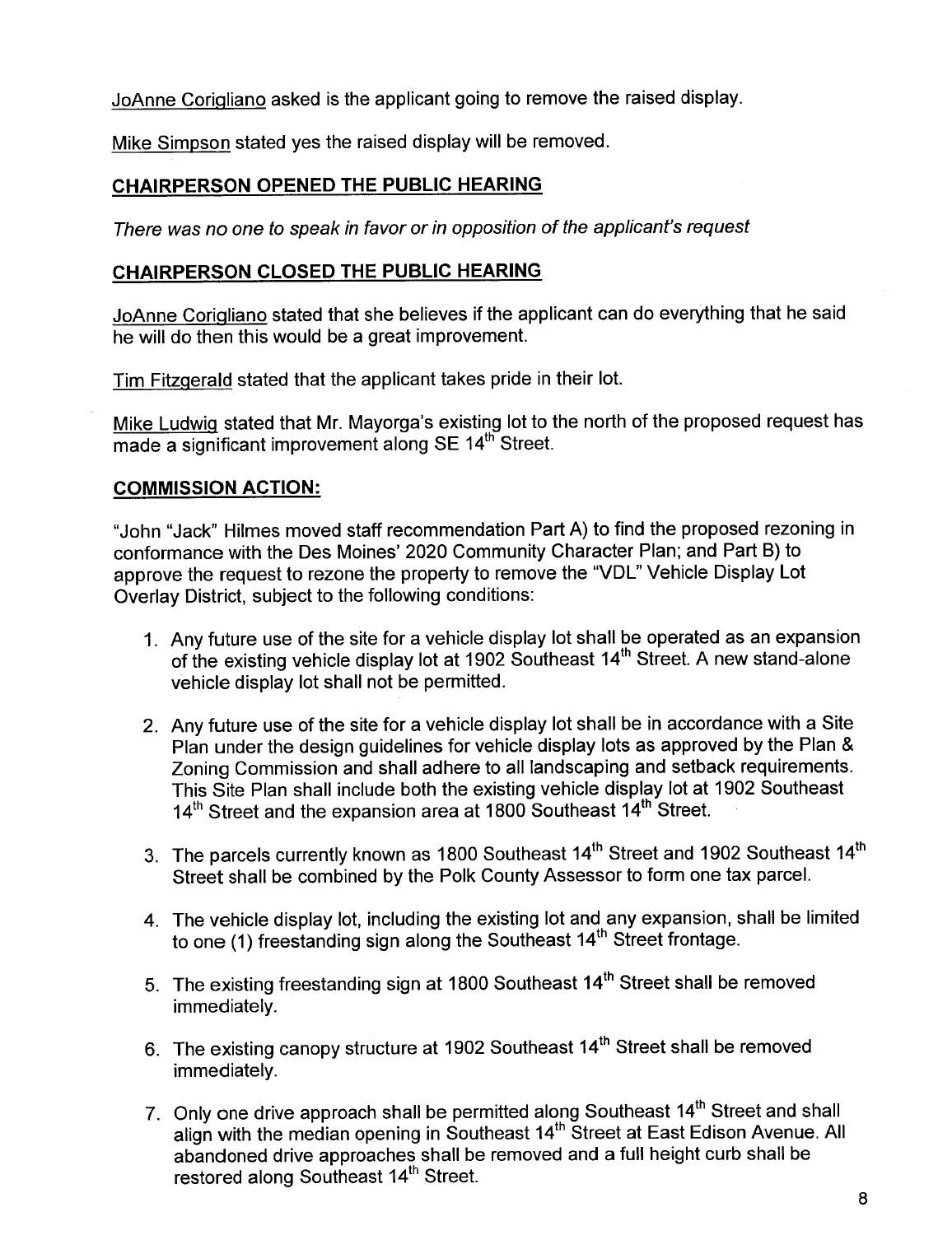JoAnne Corigliano asked is the applicant going to remove the raised display.

Mike Simpson stated yes the raised display will be removed.

## CHAIRPERSON OPENED THE PUBLIC HEARING

*There was no one to speak in favor or in opposition of the applicant's request*

## CHAIRPERSON CLOSED THE PUBLIC HEARING

JoAnne Corigliano stated that she believes if the applicant can do everything that he said he will do then this would be a great improvement.

Tim Fitzgerald stated that the applicant takes pride in their lot.

Mike Ludwig stated that Mr. Mayorga's existing lot to the north of the proposed request has made a significant improvement along SE 14th Street.

## COMMISSION ACTION:

"John "Jack" Hilmes moved staff recommendation Part A) to find the proposed rezoning in conformance with the Des Moines' 2020 Community Character Plan; and Part B) to approve the request to rezone the property to remove the "VDL" Vehicle Display Lot Overlay District, subject to the following conditions:

1. Any future use of the site for a vehicle display lot shall be operated as an expansion of the existing vehicle display lot at 1902 Southeast 14th Street. A new stand-alone vehicle display lot shall not be permitted.
2. Any future use of the site for a vehicle display lot shall be in accordance with a Site Plan under the design guidelines for vehicle display lots as approved by the Plan & Zoning Commission and shall adhere to all landscaping and setback requirements. This Site Plan shall include both the existing vehicle display lot at 1902 Southeast 14th Street and the expansion area at 1800 Southeast 14th Street.
3. The parcels currently known as 1800 Southeast 14th Street and 1902 Southeast 14th Street shall be combined by the Polk County Assessor to form one tax parcel.
4. The vehicle display lot, including the existing lot and any expansion, shall be limited to one (1) freestanding sign along the Southeast 14th Street frontage.
5. The existing freestanding sign at 1800 Southeast 14th Street shall be removed immediately.
6. The existing canopy structure at 1902 Southeast 14th Street shall be removed immediately.
7. Only one drive approach shall be permitted along Southeast 14th Street and shall align with the median opening in Southeast 14th Street at East Edison Avenue. All abandoned drive approaches shall be removed and a full height curb shall be restored along Southeast 14th Street.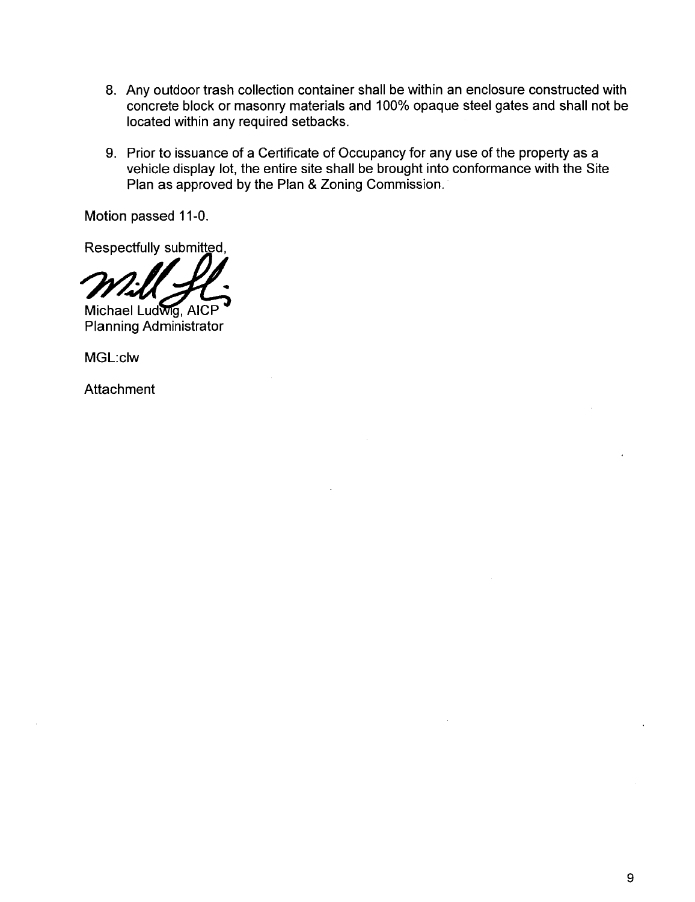8. Any outdoor trash collection container shall be within an enclosure constructed with concrete block or masonry materials and 100% opaque steel gates and shall not be located within any required setbacks.

9. Prior to issuance of a Certificate of Occupancy for any use of the property as a vehicle display lot, the entire site shall be brought into conformance with the Site Plan as approved by the Plan & Zoning Commission.

Motion passed 11-0.

Respectfully submitted,

Michael Ludwig, AICP
Planning Administrator

MGL:clw

Attachment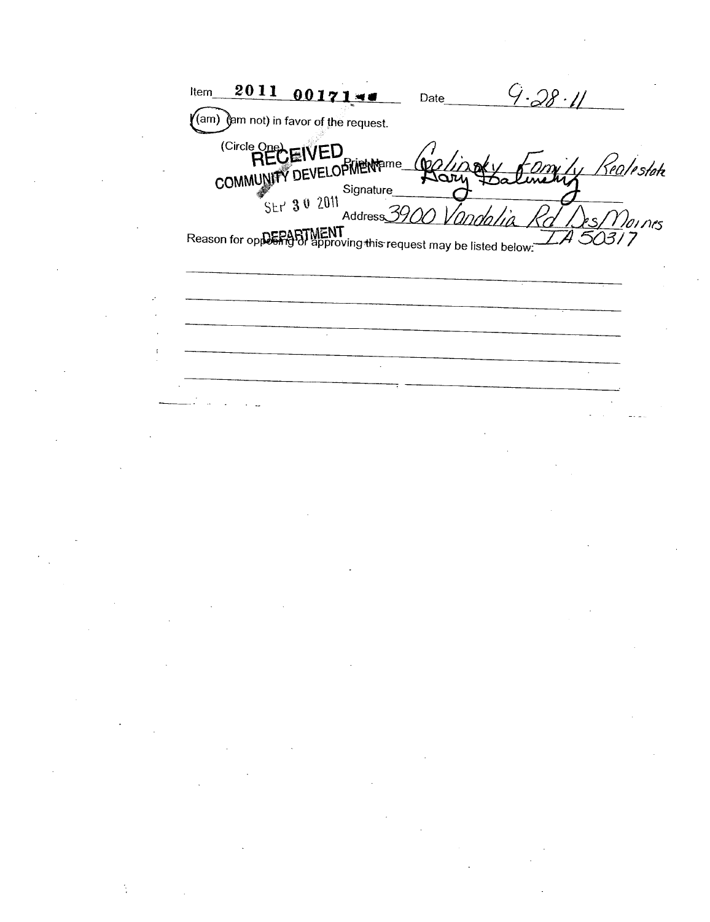Item 2011 00171

Date 9-28-11

I (am) (am not) in favor of the request.

(Circle One)

RECEIVED
COMMUNITY DEVELOPMENT
SEP 30 2011
DEPARTMENT

Print Name Galinsky Family Realestate

Signature Gary Galinsky

Address 3900 Vandalia Rd Des Moines IA 50317

Reason for opposing or approving this request may be listed below: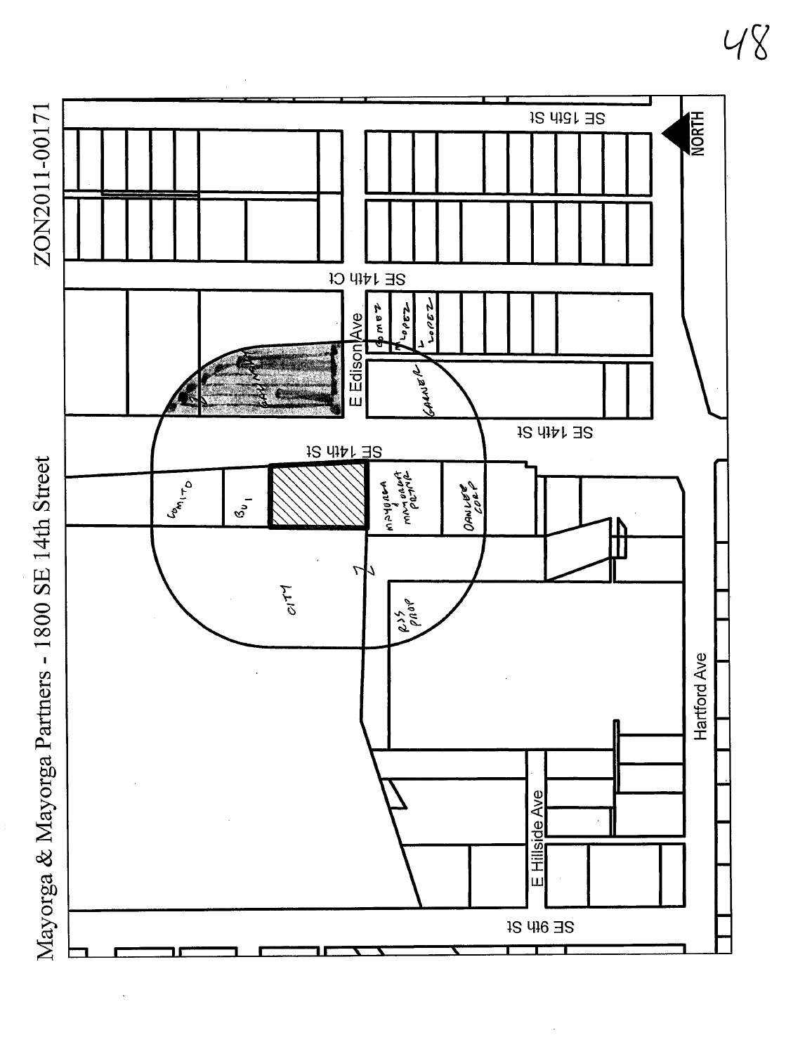Mayorga & Mayorga Partners - 1800 SE 14th Street

ZON2011-00171

SE 15th St

NORTH

SE 14th Ct

E Edison Ave

GOMEZ

LOPEZ

LOPEZ

GAINER

GAINER

SE 14th St

SE 14th St

LOMITO

BUI

MAYORGA MAYORGA PRTNR

OANLEE CORP

CITY

RJS PROP

Hartford Ave

E Hillside Ave

SE 9th St